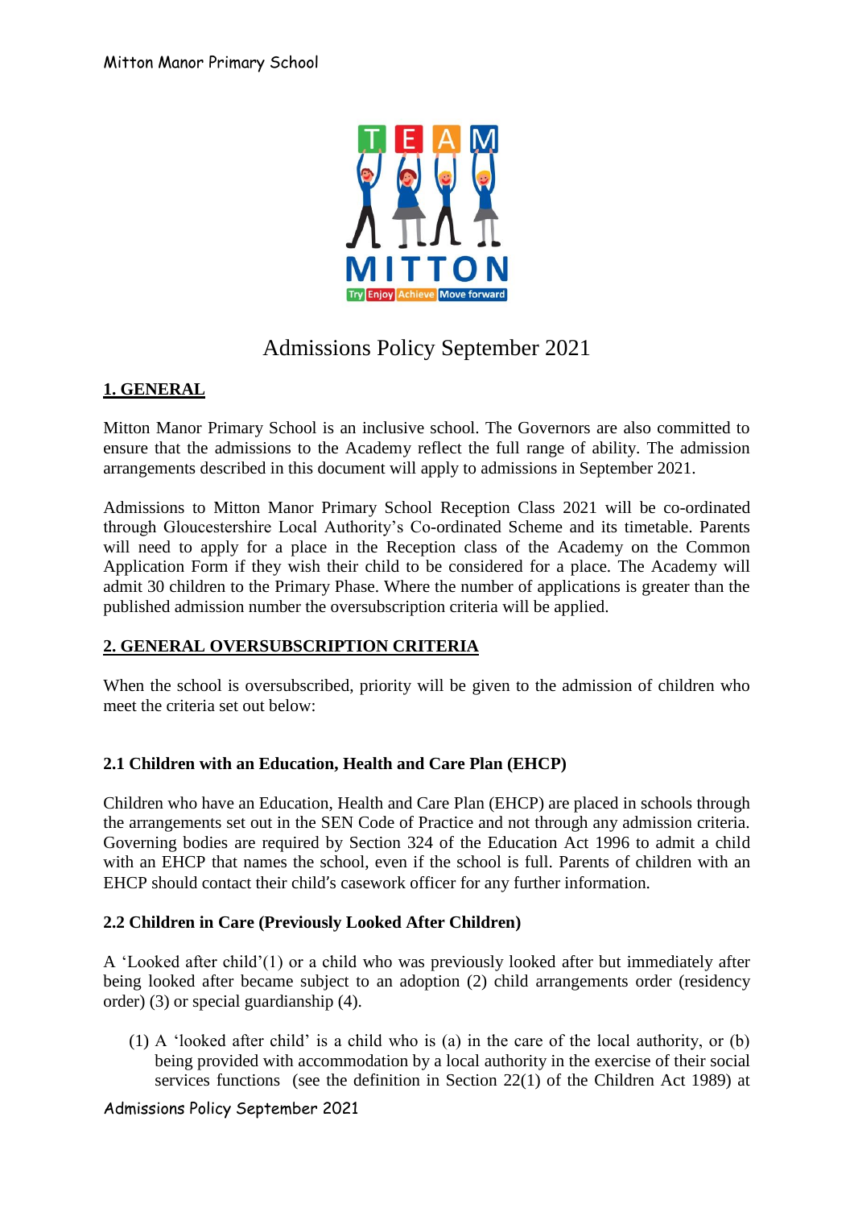# Admissions Policy September 2021

## 1. GENERAL

Mitton Manor Primary School is an inclusive school. The Governors are also committed to ensure that the admissions to the Academy reflect the full range of ability. The admission arrangements described in this document will apply to admissions in September 2021.

Admissions to Mitton Manor Primary School Reception Class 2021 will be co-ordinated through Gloucestershire Local Authority's Co-ordinated Scheme and its timetable. Parents will need to apply for a place in the Reception class of the Academy on the Common Application Form if they wish their child to be considered for a place. The Academy will admit 30 children to the Primary Phase. Where the number of applications is greater than the published admission number the oversubscription criteria will be applied.

## 2. GENERAL OVERSUBSCRIPTION CRITERIA

When the school is oversubscribed, priority will be given to the admission of children who meet the criteria set out below:

### 2.1 Children with an Education, Health and Care Plan (EHCP)

Children who have an Education, Health and Care Plan (EHCP) are placed in schools through the arrangements set out in the SEN Code of Practice and not through any admission criteria. Governing bodies are required by Section 324 of the Education Act 1996 to admit a child with an EHCP that names the school, even if the school is full. Parents of children with an EHCP should contact their child's casework officer for any further information.

### 2.2 Children in Care (Previously Looked After Children)

A 'Looked after child'(1) or a child who was previously looked after but immediately after being looked after became subject to an adoption (2) child arrangements order (residency order) (3) or special guardianship (4).

(1) A 'looked after child' is a child who is (a) in the care of the local authority, or (b) being provided with accommodation by a local authority in the exercise of their social services functions (see the definition in Section 22(1) of the Children Act 1989) at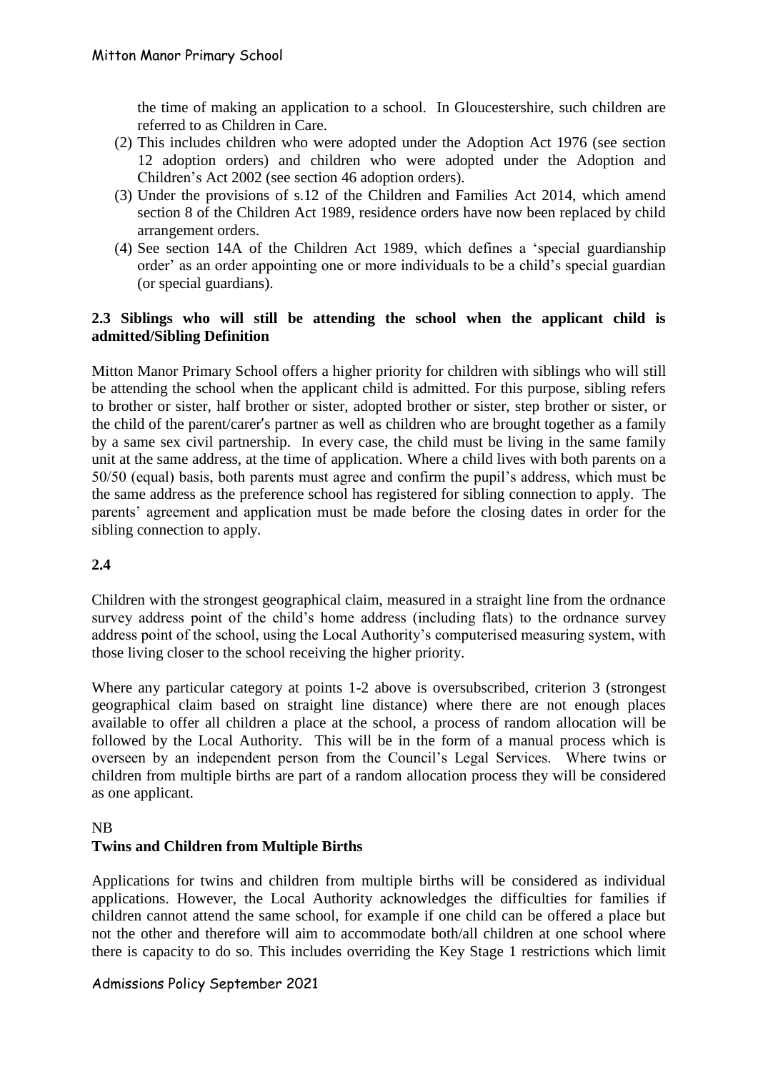the time of making an application to a school. In Gloucestershire, such children are referred to as Children in Care.

(2) This includes children who were adopted under the Adoption Act 1976 (see section 12 adoption orders) and children who were adopted under the Adoption and Children's Act 2002 (see section 46 adoption orders).

(3) Under the provisions of s.12 of the Children and Families Act 2014, which amend section 8 of the Children Act 1989, residence orders have now been replaced by child arrangement orders.

(4) See section 14A of the Children Act 1989, which defines a 'special guardianship order' as an order appointing one or more individuals to be a child's special guardian (or special guardians).

**2.3 Siblings who will still be attending the school when the applicant child is admitted/Sibling Definition**

Mitton Manor Primary School offers a higher priority for children with siblings who will still be attending the school when the applicant child is admitted. For this purpose, sibling refers to brother or sister, half brother or sister, adopted brother or sister, step brother or sister, or the child of the parent/carer's partner as well as children who are brought together as a family by a same sex civil partnership. In every case, the child must be living in the same family unit at the same address, at the time of application. Where a child lives with both parents on a 50/50 (equal) basis, both parents must agree and confirm the pupil's address, which must be the same address as the preference school has registered for sibling connection to apply. The parents' agreement and application must be made before the closing dates in order for the sibling connection to apply.

**2.4**

Children with the strongest geographical claim, measured in a straight line from the ordnance survey address point of the child's home address (including flats) to the ordnance survey address point of the school, using the Local Authority's computerised measuring system, with those living closer to the school receiving the higher priority.

Where any particular category at points 1-2 above is oversubscribed, criterion 3 (strongest geographical claim based on straight line distance) where there are not enough places available to offer all children a place at the school, a process of random allocation will be followed by the Local Authority. This will be in the form of a manual process which is overseen by an independent person from the Council's Legal Services. Where twins or children from multiple births are part of a random allocation process they will be considered as one applicant.

NB

**Twins and Children from Multiple Births**

Applications for twins and children from multiple births will be considered as individual applications. However, the Local Authority acknowledges the difficulties for families if children cannot attend the same school, for example if one child can be offered a place but not the other and therefore will aim to accommodate both/all children at one school where there is capacity to do so. This includes overriding the Key Stage 1 restrictions which limit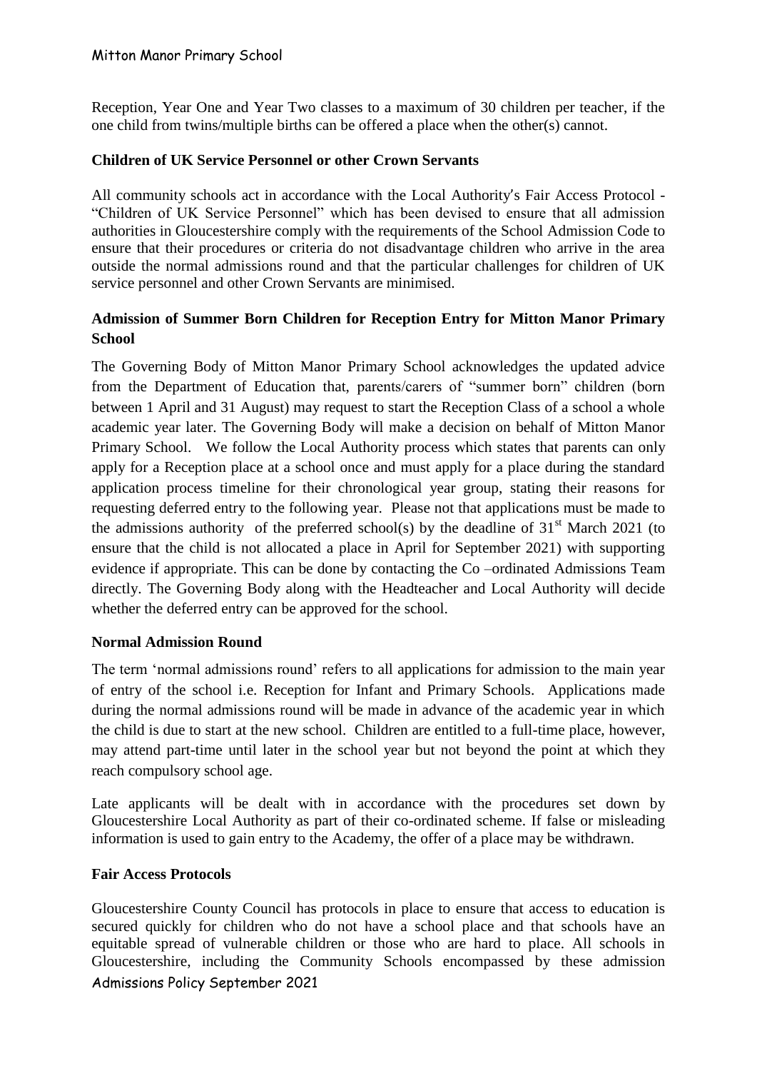Reception, Year One and Year Two classes to a maximum of 30 children per teacher, if the one child from twins/multiple births can be offered a place when the other(s) cannot.

**Children of UK Service Personnel or other Crown Servants**

All community schools act in accordance with the Local Authority's Fair Access Protocol - "Children of UK Service Personnel" which has been devised to ensure that all admission authorities in Gloucestershire comply with the requirements of the School Admission Code to ensure that their procedures or criteria do not disadvantage children who arrive in the area outside the normal admissions round and that the particular challenges for children of UK service personnel and other Crown Servants are minimised.

**Admission of Summer Born Children for Reception Entry for Mitton Manor Primary School**

The Governing Body of Mitton Manor Primary School acknowledges the updated advice from the Department of Education that, parents/carers of "summer born" children (born between 1 April and 31 August) may request to start the Reception Class of a school a whole academic year later. The Governing Body will make a decision on behalf of Mitton Manor Primary School. We follow the Local Authority process which states that parents can only apply for a Reception place at a school once and must apply for a place during the standard application process timeline for their chronological year group, stating their reasons for requesting deferred entry to the following year. Please not that applications must be made to the admissions authority of the preferred school(s) by the deadline of 31st March 2021 (to ensure that the child is not allocated a place in April for September 2021) with supporting evidence if appropriate. This can be done by contacting the Co –ordinated Admissions Team directly. The Governing Body along with the Headteacher and Local Authority will decide whether the deferred entry can be approved for the school.

**Normal Admission Round**

The term 'normal admissions round' refers to all applications for admission to the main year of entry of the school i.e. Reception for Infant and Primary Schools. Applications made during the normal admissions round will be made in advance of the academic year in which the child is due to start at the new school. Children are entitled to a full-time place, however, may attend part-time until later in the school year but not beyond the point at which they reach compulsory school age.

Late applicants will be dealt with in accordance with the procedures set down by Gloucestershire Local Authority as part of their co-ordinated scheme. If false or misleading information is used to gain entry to the Academy, the offer of a place may be withdrawn.

**Fair Access Protocols**

Gloucestershire County Council has protocols in place to ensure that access to education is secured quickly for children who do not have a school place and that schools have an equitable spread of vulnerable children or those who are hard to place. All schools in Gloucestershire, including the Community Schools encompassed by these admission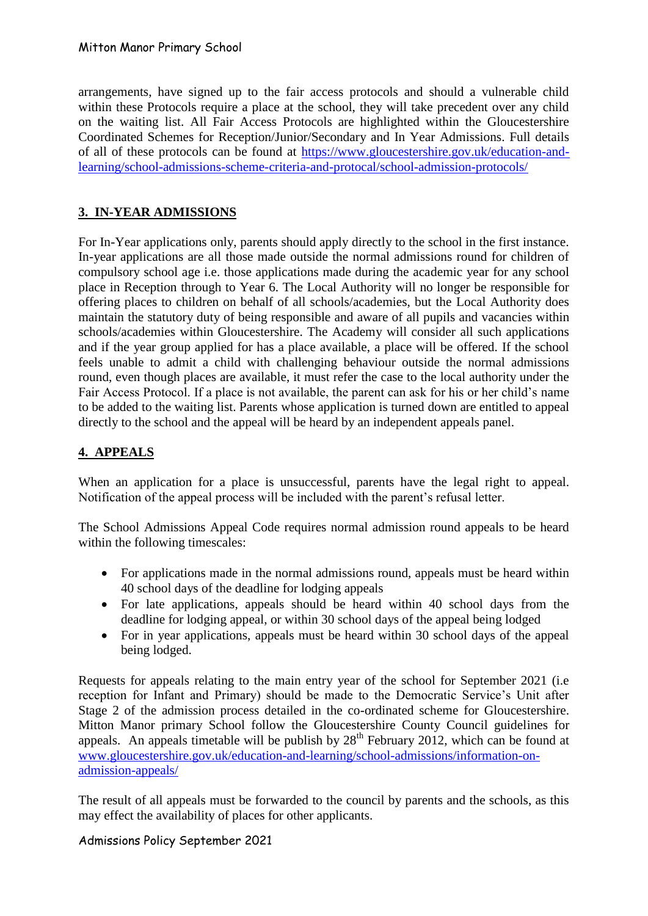arrangements, have signed up to the fair access protocols and should a vulnerable child within these Protocols require a place at the school, they will take precedent over any child on the waiting list. All Fair Access Protocols are highlighted within the Gloucestershire Coordinated Schemes for Reception/Junior/Secondary and In Year Admissions. Full details of all of these protocols can be found at [https://www.gloucestershire.gov.uk/education-and-learning/school-admissions-scheme-criteria-and-protocal/school-admission-protocols/](https://www.gloucestershire.gov.uk/education-and-learning/school-admissions-scheme-criteria-and-protocal/school-admission-protocols/)

## 3. IN-YEAR ADMISSIONS

For In-Year applications only, parents should apply directly to the school in the first instance. In-year applications are all those made outside the normal admissions round for children of compulsory school age i.e. those applications made during the academic year for any school place in Reception through to Year 6. The Local Authority will no longer be responsible for offering places to children on behalf of all schools/academies, but the Local Authority does maintain the statutory duty of being responsible and aware of all pupils and vacancies within schools/academies within Gloucestershire. The Academy will consider all such applications and if the year group applied for has a place available, a place will be offered. If the school feels unable to admit a child with challenging behaviour outside the normal admissions round, even though places are available, it must refer the case to the local authority under the Fair Access Protocol. If a place is not available, the parent can ask for his or her child's name to be added to the waiting list. Parents whose application is turned down are entitled to appeal directly to the school and the appeal will be heard by an independent appeals panel.

## 4. APPEALS

When an application for a place is unsuccessful, parents have the legal right to appeal. Notification of the appeal process will be included with the parent's refusal letter.

The School Admissions Appeal Code requires normal admission round appeals to be heard within the following timescales:

- For applications made in the normal admissions round, appeals must be heard within 40 school days of the deadline for lodging appeals
- For late applications, appeals should be heard within 40 school days from the deadline for lodging appeal, or within 30 school days of the appeal being lodged
- For in year applications, appeals must be heard within 30 school days of the appeal being lodged.

Requests for appeals relating to the main entry year of the school for September 2021 (i.e reception for Infant and Primary) should be made to the Democratic Service's Unit after Stage 2 of the admission process detailed in the co-ordinated scheme for Gloucestershire. Mitton Manor primary School follow the Gloucestershire County Council guidelines for appeals. An appeals timetable will be publish by 28th February 2012, which can be found at [www.gloucestershire.gov.uk/education-and-learning/school-admissions/information-on-admission-appeals/](www.gloucestershire.gov.uk/education-and-learning/school-admissions/information-on-admission-appeals/)

The result of all appeals must be forwarded to the council by parents and the schools, as this may effect the availability of places for other applicants.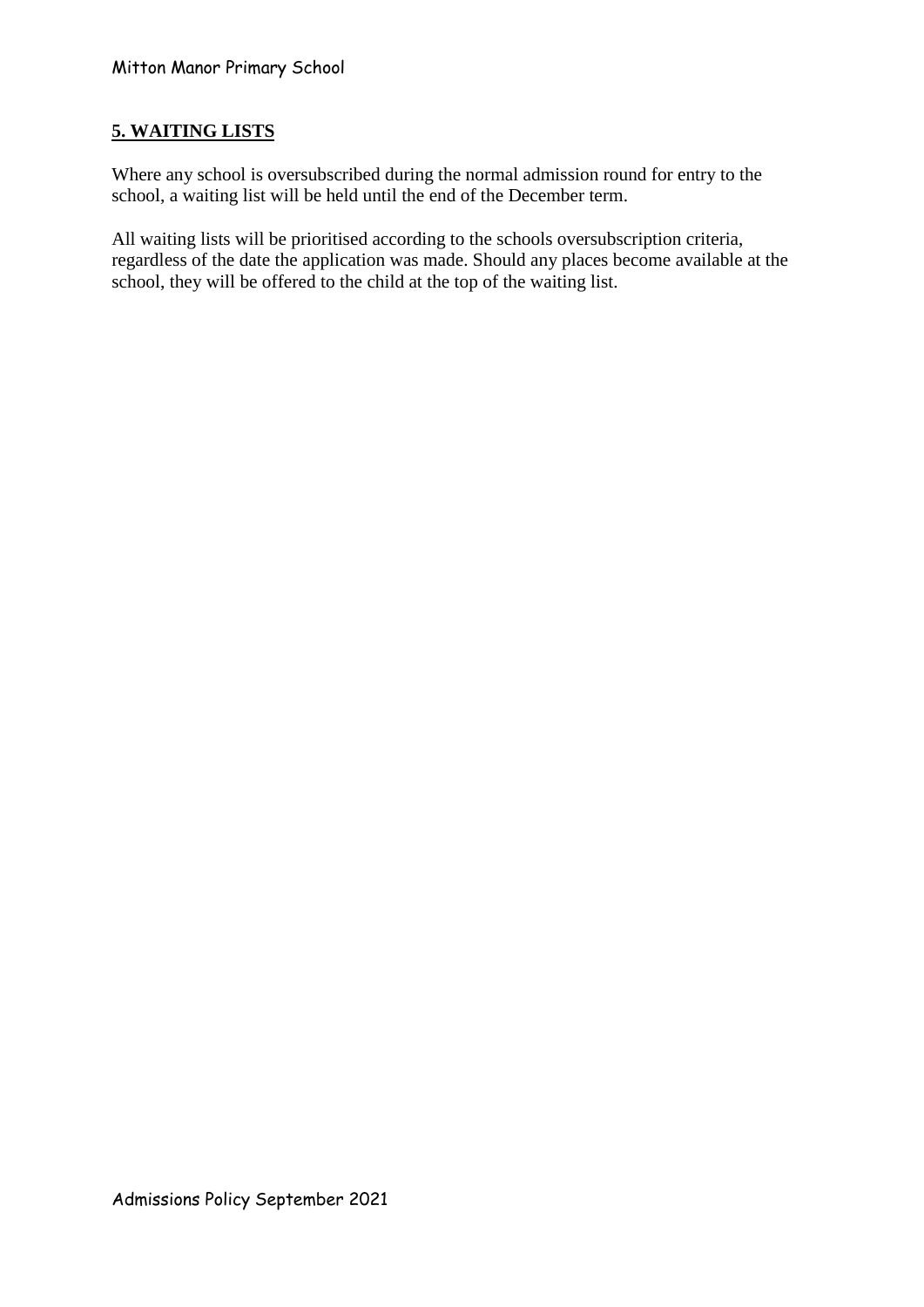## 5. WAITING LISTS

Where any school is oversubscribed during the normal admission round for entry to the school, a waiting list will be held until the end of the December term.

All waiting lists will be prioritised according to the schools oversubscription criteria, regardless of the date the application was made. Should any places become available at the school, they will be offered to the child at the top of the waiting list.